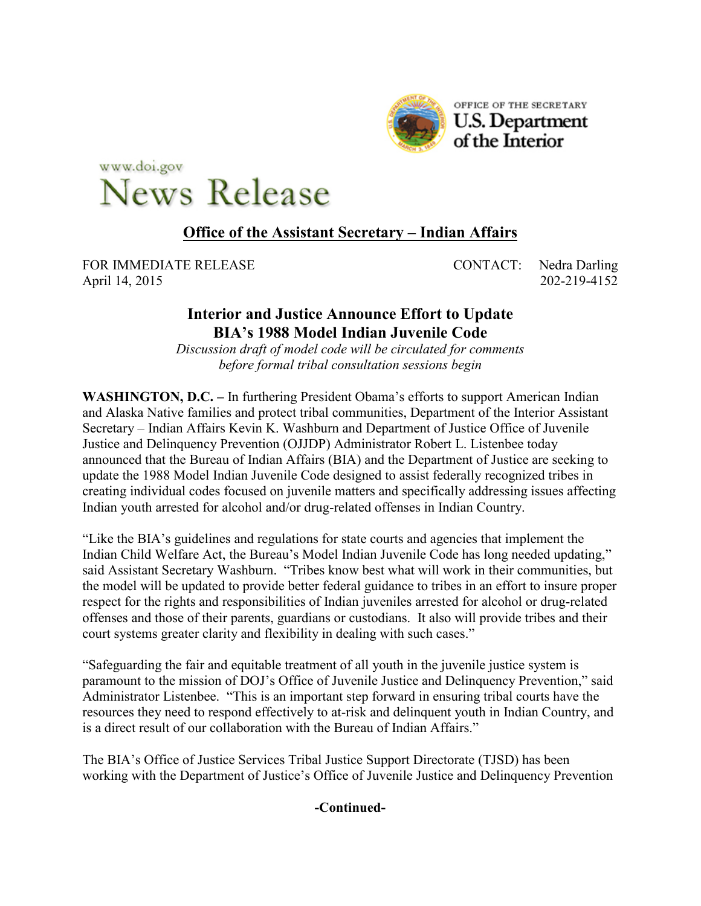OFFICE OF THE SECRETARY
U.S. Department of the Interior

www.doi.gov
News Release

## Office of the Assistant Secretary – Indian Affairs

FOR IMMEDIATE RELEASE
April 14, 2015

CONTACT: Nedra Darling
202-219-4152

# Interior and Justice Announce Effort to Update BIA's 1988 Model Indian Juvenile Code

*Discussion draft of model code will be circulated for comments before formal tribal consultation sessions begin*

**WASHINGTON, D.C. –** In furthering President Obama's efforts to support American Indian and Alaska Native families and protect tribal communities, Department of the Interior Assistant Secretary – Indian Affairs Kevin K. Washburn and Department of Justice Office of Juvenile Justice and Delinquency Prevention (OJJDP) Administrator Robert L. Listenbee today announced that the Bureau of Indian Affairs (BIA) and the Department of Justice are seeking to update the 1988 Model Indian Juvenile Code designed to assist federally recognized tribes in creating individual codes focused on juvenile matters and specifically addressing issues affecting Indian youth arrested for alcohol and/or drug-related offenses in Indian Country.

"Like the BIA's guidelines and regulations for state courts and agencies that implement the Indian Child Welfare Act, the Bureau's Model Indian Juvenile Code has long needed updating," said Assistant Secretary Washburn. "Tribes know best what will work in their communities, but the model will be updated to provide better federal guidance to tribes in an effort to insure proper respect for the rights and responsibilities of Indian juveniles arrested for alcohol or drug-related offenses and those of their parents, guardians or custodians. It also will provide tribes and their court systems greater clarity and flexibility in dealing with such cases."

"Safeguarding the fair and equitable treatment of all youth in the juvenile justice system is paramount to the mission of DOJ's Office of Juvenile Justice and Delinquency Prevention," said Administrator Listenbee. "This is an important step forward in ensuring tribal courts have the resources they need to respond effectively to at-risk and delinquent youth in Indian Country, and is a direct result of our collaboration with the Bureau of Indian Affairs."

The BIA's Office of Justice Services Tribal Justice Support Directorate (TJSD) has been working with the Department of Justice's Office of Juvenile Justice and Delinquency Prevention

**-Continued-**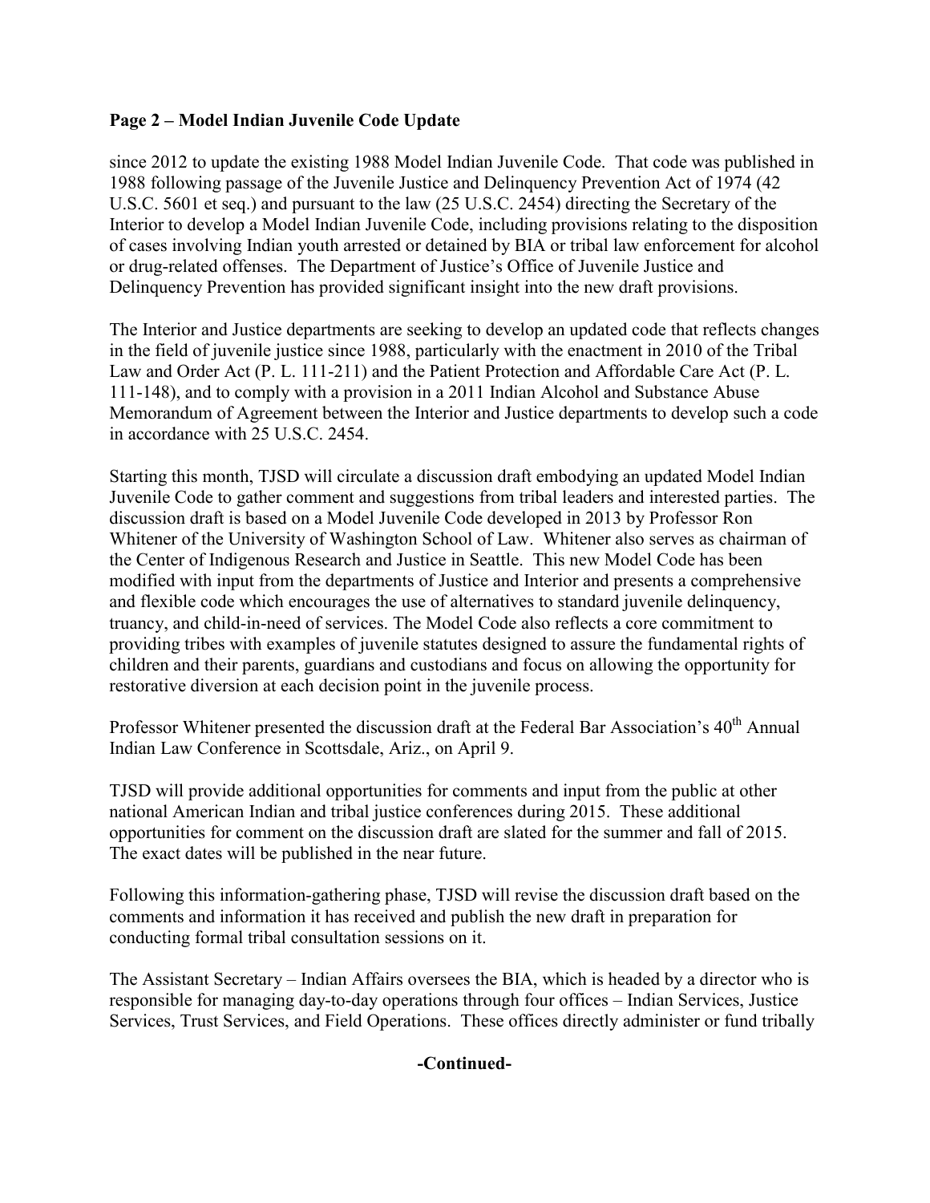since 2012 to update the existing 1988 Model Indian Juvenile Code. That code was published in 1988 following passage of the Juvenile Justice and Delinquency Prevention Act of 1974 (42 U.S.C. 5601 et seq.) and pursuant to the law (25 U.S.C. 2454) directing the Secretary of the Interior to develop a Model Indian Juvenile Code, including provisions relating to the disposition of cases involving Indian youth arrested or detained by BIA or tribal law enforcement for alcohol or drug-related offenses. The Department of Justice's Office of Juvenile Justice and Delinquency Prevention has provided significant insight into the new draft provisions.

The Interior and Justice departments are seeking to develop an updated code that reflects changes in the field of juvenile justice since 1988, particularly with the enactment in 2010 of the Tribal Law and Order Act (P. L. 111-211) and the Patient Protection and Affordable Care Act (P. L. 111-148), and to comply with a provision in a 2011 Indian Alcohol and Substance Abuse Memorandum of Agreement between the Interior and Justice departments to develop such a code in accordance with 25 U.S.C. 2454.

Starting this month, TJSD will circulate a discussion draft embodying an updated Model Indian Juvenile Code to gather comment and suggestions from tribal leaders and interested parties. The discussion draft is based on a Model Juvenile Code developed in 2013 by Professor Ron Whitener of the University of Washington School of Law. Whitener also serves as chairman of the Center of Indigenous Research and Justice in Seattle. This new Model Code has been modified with input from the departments of Justice and Interior and presents a comprehensive and flexible code which encourages the use of alternatives to standard juvenile delinquency, truancy, and child-in-need of services. The Model Code also reflects a core commitment to providing tribes with examples of juvenile statutes designed to assure the fundamental rights of children and their parents, guardians and custodians and focus on allowing the opportunity for restorative diversion at each decision point in the juvenile process.

Professor Whitener presented the discussion draft at the Federal Bar Association's 40th Annual Indian Law Conference in Scottsdale, Ariz., on April 9.

TJSD will provide additional opportunities for comments and input from the public at other national American Indian and tribal justice conferences during 2015. These additional opportunities for comment on the discussion draft are slated for the summer and fall of 2015. The exact dates will be published in the near future.

Following this information-gathering phase, TJSD will revise the discussion draft based on the comments and information it has received and publish the new draft in preparation for conducting formal tribal consultation sessions on it.

The Assistant Secretary – Indian Affairs oversees the BIA, which is headed by a director who is responsible for managing day-to-day operations through four offices – Indian Services, Justice Services, Trust Services, and Field Operations. These offices directly administer or fund tribally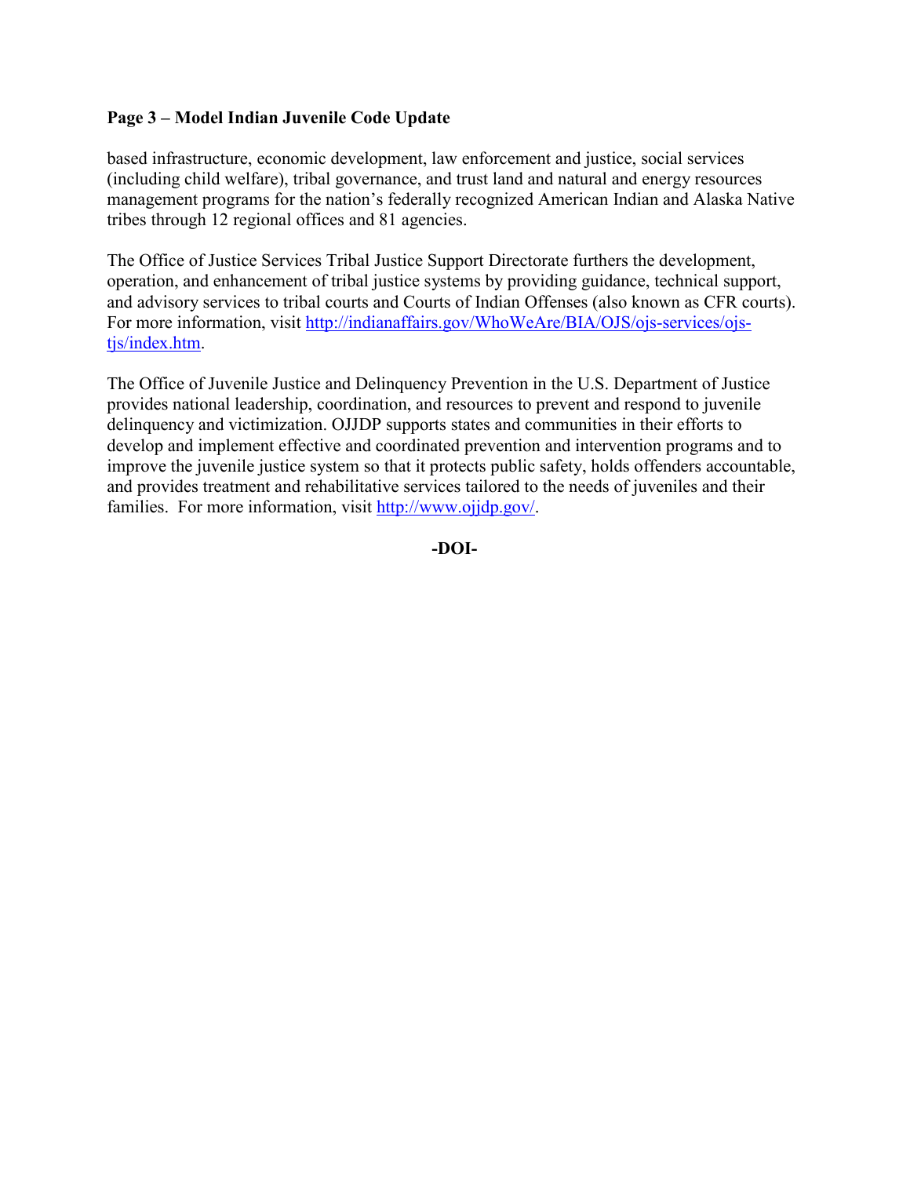based infrastructure, economic development, law enforcement and justice, social services (including child welfare), tribal governance, and trust land and natural and energy resources management programs for the nation's federally recognized American Indian and Alaska Native tribes through 12 regional offices and 81 agencies.

The Office of Justice Services Tribal Justice Support Directorate furthers the development, operation, and enhancement of tribal justice systems by providing guidance, technical support, and advisory services to tribal courts and Courts of Indian Offenses (also known as CFR courts). For more information, visit http://indianaffairs.gov/WhoWeAre/BIA/OJS/ojs-services/ojs-tjs/index.htm.

The Office of Juvenile Justice and Delinquency Prevention in the U.S. Department of Justice provides national leadership, coordination, and resources to prevent and respond to juvenile delinquency and victimization. OJJDP supports states and communities in their efforts to develop and implement effective and coordinated prevention and intervention programs and to improve the juvenile justice system so that it protects public safety, holds offenders accountable, and provides treatment and rehabilitative services tailored to the needs of juveniles and their families. For more information, visit http://www.ojjdp.gov/.

**-DOI-**